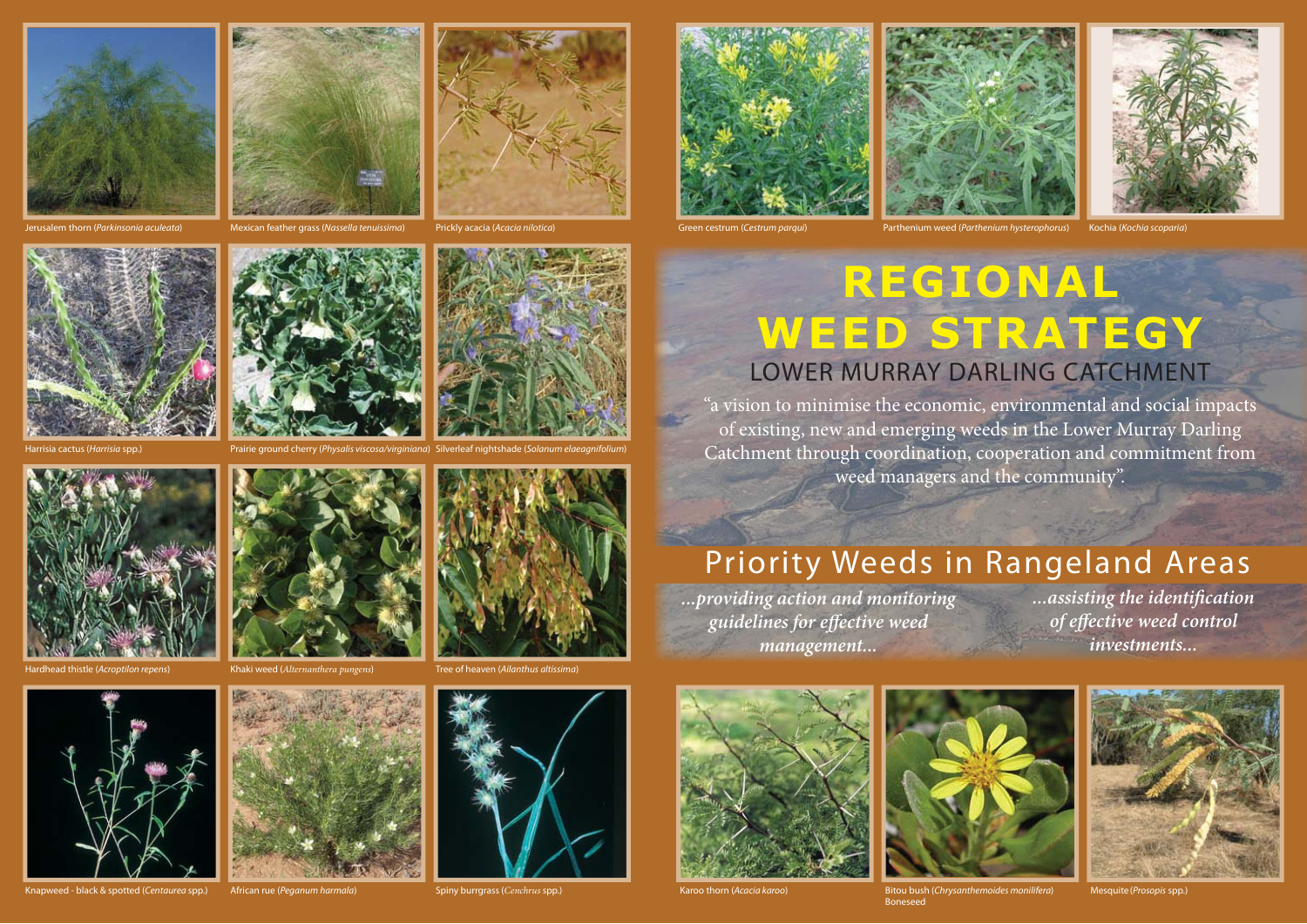# REGIONAL WEED STRATEGY

## LOWER MURRAY DARLING CATCHMENT

"a vision to minimise the economic, environmental and social impacts of existing, new and emerging weeds in the Lower Murray Darling Catchment through coordination, cooperation and commitment from weed managers and the community".

## Priority Weeds in Rangeland Areas

*...providing action and monitoring guidelines for effective weed management...*

*...assisting the identification of effective weed control investments...*

Jerusalem thorn (*Parkinsonia aculeata*)

Mexican feather grass (*Nassella tenuissima*)

Prickly acacia (*Acacia nilotica*)

Green cestrum (*Cestrum parqui*)

Parthenium weed (*Parthenium hysterophorus*)

Kochia (*Kochia scoparia*)

Harrisia cactus (*Harrisia* spp.)

Prairie ground cherry (*Physalis viscosa/virginiana*)

Silverleaf nightshade (*Solanum elaeagnifolium*)

Hardhead thistle (*Acroptilon repens*)

Khaki weed (*Alternanthera pungens*)

Tree of heaven (*Ailanthus altissima*)

Knapweed - black & spotted (*Centaurea* spp.)

African rue (*Peganum harmala*)

Spiny burrgrass (*Cenchrus* spp.)

Karoo thorn (*Acacia karoo*)

Bitou bush (*Chrysanthemoides monilifera*) Boneseed

Mesquite (*Prosopis* spp.)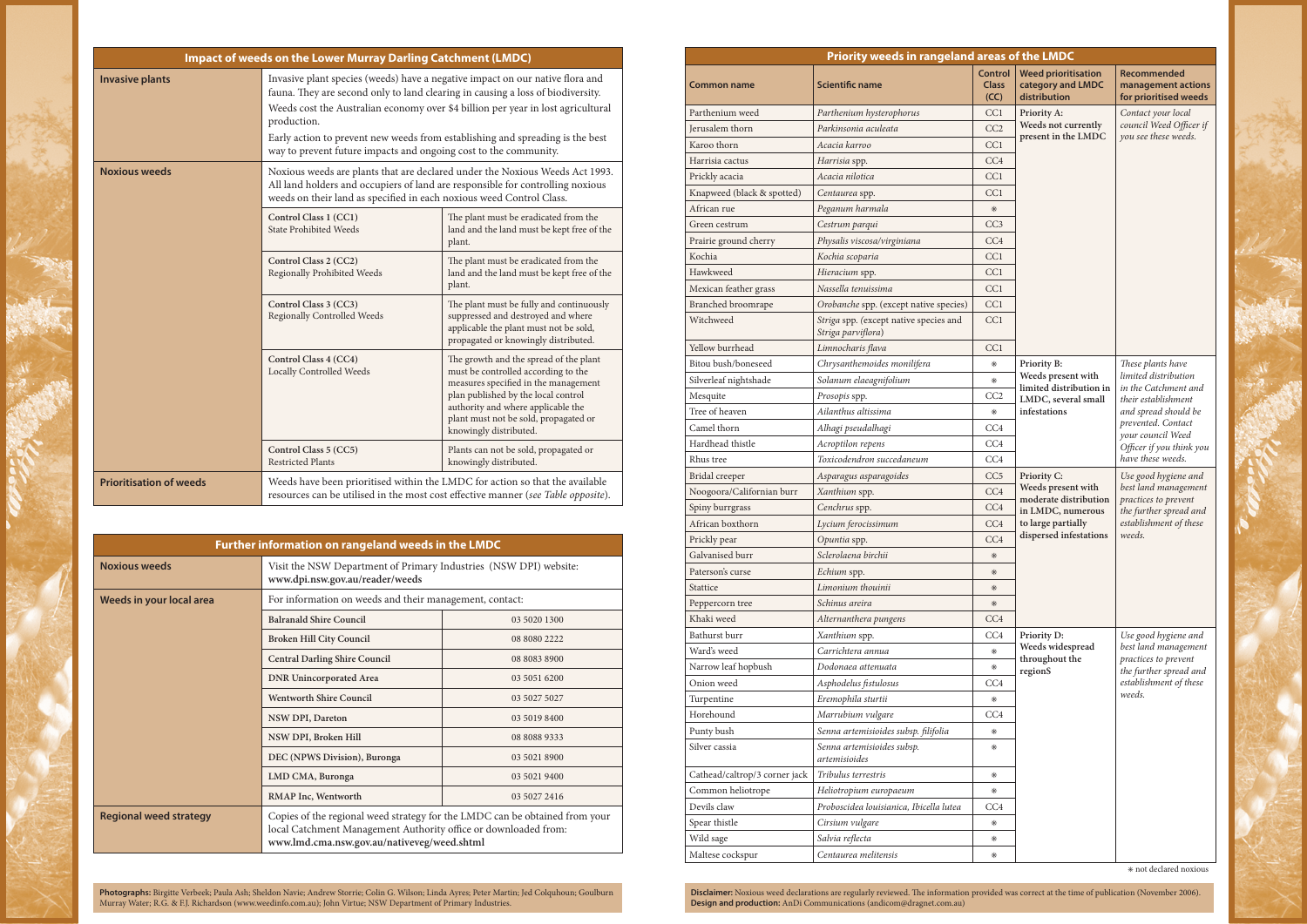## Impact of weeds on the Lower Murray Darling Catchment (LMDC)

| | | |
|---|---|---|
| **Invasive plants** | Invasive plant species (weeds) have a negative impact on our native flora and fauna. They are second only to land clearing in causing a loss of biodiversity.<br>Weeds cost the Australian economy over $4 billion per year in lost agricultural production.<br>Early action to prevent new weeds from establishing and spreading is the best way to prevent future impacts and ongoing cost to the community. | |
| **Noxious weeds** | Noxious weeds are plants that are declared under the Noxious Weeds Act 1993. All land holders and occupiers of land are responsible for controlling noxious weeds on their land as specified in each noxious weed Control Class. | |
| | Control Class 1 (CC1)<br>State Prohibited Weeds | The plant must be eradicated from the land and the land must be kept free of the plant. |
| | Control Class 2 (CC2)<br>Regionally Prohibited Weeds | The plant must be eradicated from the land and the land must be kept free of the plant. |
| | Control Class 3 (CC3)<br>Regionally Controlled Weeds | The plant must be fully and continuously suppressed and destroyed and where applicable the plant must not be sold, propagated or knowingly distributed. |
| | Control Class 4 (CC4)<br>Locally Controlled Weeds | The growth and the spread of the plant must be controlled according to the measures specified in the management plan published by the local control authority and where applicable the plant must not be sold, propagated or knowingly distributed. |
| | Control Class 5 (CC5)<br>Restricted Plants | Plants can not be sold, propagated or knowingly distributed. |
| **Prioritisation of weeds** | Weeds have been prioritised within the LMDC for action so that the available resources can be utilised in the most cost effective manner (*see Table opposite*). | |

## Further information on rangeland weeds in the LMDC

| | | |
|---|---|---|
| **Noxious weeds** | Visit the NSW Department of Primary Industries (NSW DPI) website:<br>**www.dpi.nsw.gov.au/reader/weeds** | |
| **Weeds in your local area** | For information on weeds and their management, contact: | |
| | **Balranald Shire Council** | 03 5020 1300 |
| | **Broken Hill City Council** | 08 8080 2222 |
| | **Central Darling Shire Council** | 08 8083 8900 |
| | **DNR Unincorporated Area** | 03 5051 6200 |
| | **Wentworth Shire Council** | 03 5027 5027 |
| | **NSW DPI, Dareton** | 03 5019 8400 |
| | **NSW DPI, Broken Hill** | 08 8088 9333 |
| | **DEC (NPWS Division), Buronga** | 03 5021 8900 |
| | **LMD CMA, Buronga** | 03 5021 9400 |
| | **RMAP Inc, Wentworth** | 03 5027 2416 |
| **Regional weed strategy** | Copies of the regional weed strategy for the LMDC can be obtained from your local Catchment Management Authority office or downloaded from:<br>**www.lmd.cma.nsw.gov.au/nativeveg/weed.shtml** | |

**Photographs:** Birgitte Verbeek; Paula Ash; Sheldon Navie; Andrew Storrie; Colin G. Wilson; Linda Ayres; Peter Martin; Jed Colquhoun; Goulburn Murray Water; R.G. & F.J. Richardson (www.weedinfo.com.au); John Virtue; NSW Department of Primary Industries.

## Priority weeds in rangeland areas of the LMDC

| Common name | Scientific name | Control Class (CC) | Weed prioritisation category and LMDC distribution | Recommended management actions for prioritised weeds |
|---|---|---|---|---|
| Parthenium weed | *Parthenium hysterophorus* | CC1 | **Priority A: Weeds not currently present in the LMDC** | *Contact your local council Weed Officer if you see these weeds.* |
| Jerusalem thorn | *Parkinsonia aculeata* | CC2 | | |
| Karoo thorn | *Acacia karroo* | CC1 | | |
| Harrisia cactus | *Harrisia* spp. | CC4 | | |
| Prickly acacia | *Acacia nilotica* | CC1 | | |
| Knapweed (black & spotted) | *Centaurea* spp. | CC1 | | |
| African rue | *Peganum harmala* | * | | |
| Green cestrum | *Cestrum parqui* | CC3 | | |
| Prairie ground cherry | *Physalis viscosa/virginiana* | CC4 | | |
| Kochia | *Kochia scoparia* | CC1 | | |
| Hawkweed | *Hieracium* spp. | CC1 | | |
| Mexican feather grass | *Nassella tenuissima* | CC1 | | |
| Branched broomrape | *Orobanche* spp. (except native species) | CC1 | | |
| Witchweed | *Striga* spp. (except native species and *Striga parviflora*) | CC1 | | |
| Yellow burrhead | *Limnocharis flava* | CC1 | | |
| Bitou bush/boneseed | *Chrysanthemoides monilifera* | * | **Priority B: Weeds present with limited distribution in LMDC, several small infestations** | *These plants have limited distribution in the Catchment and their establishment and spread should be prevented. Contact your council Weed Officer if you think you have these weeds.* |
| Silverleaf nightshade | *Solanum elaeagnifolium* | * | | |
| Mesquite | *Prosopis* spp. | CC2 | | |
| Tree of heaven | *Ailanthus altissima* | * | | |
| Camel thorn | *Alhagi pseudalhagi* | CC4 | | |
| Hardhead thistle | *Acroptilon repens* | CC4 | | |
| Rhus tree | *Toxicodendron succedaneum* | CC4 | | |
| Bridal creeper | *Asparagus asparagoides* | CC5 | **Priority C: Weeds present with moderate distribution in LMDC, numerous to large partially dispersed infestations** | *Use good hygiene and best land management practices to prevent the further spread and establishment of these weeds.* |
| Noogoora/Californian burr | *Xanthium* spp. | CC4 | | |
| Spiny burrgrass | *Cenchrus* spp. | CC4 | | |
| African boxthorn | *Lycium ferocissimum* | CC4 | | |
| Prickly pear | *Opuntia* spp. | CC4 | | |
| Galvanised burr | *Sclerolaena birchii* | * | | |
| Paterson's curse | *Echium* spp. | * | | |
| Stattice | *Limonium thouinii* | * | | |
| Peppercorn tree | *Schinus areira* | * | | |
| Khaki weed | *Alternanthera pungens* | CC4 | | |
| Bathurst burr | *Xanthium* spp. | CC4 | **Priority D: Weeds widespread throughout the regionS** | *Use good hygiene and best land management practices to prevent the further spread and establishment of these weeds.* |
| Ward's weed | *Carrichtera annua* | * | | |
| Narrow leaf hopbush | *Dodonaea attenuata* | * | | |
| Onion weed | *Asphodelus fistulosus* | CC4 | | |
| Turpentine | *Eremophila sturtii* | * | | |
| Horehound | *Marrubium vulgare* | CC4 | | |
| Punty bush | *Senna artemisioides subsp. filifolia* | * | | |
| Silver cassia | *Senna artemisioides subsp. artemisioides* | * | | |
| Cathead/caltrop/3 corner jack | *Tribulus terrestris* | * | | |
| Common heliotrope | *Heliotropium europaeum* | * | | |
| Devils claw | *Proboscidea louisianica, Ibicella lutea* | CC4 | | |
| Spear thistle | *Cirsium vulgare* | * | | |
| Wild sage | *Salvia reflecta* | * | | |
| Maltese cockspur | *Centaurea melitensis* | * | | |

* not declared noxious

**Disclaimer:** Noxious weed declarations are regularly reviewed. The information provided was correct at the time of publication (November 2006).
**Design and production:** AnDi Communications (andicom@dragnet.com.au)